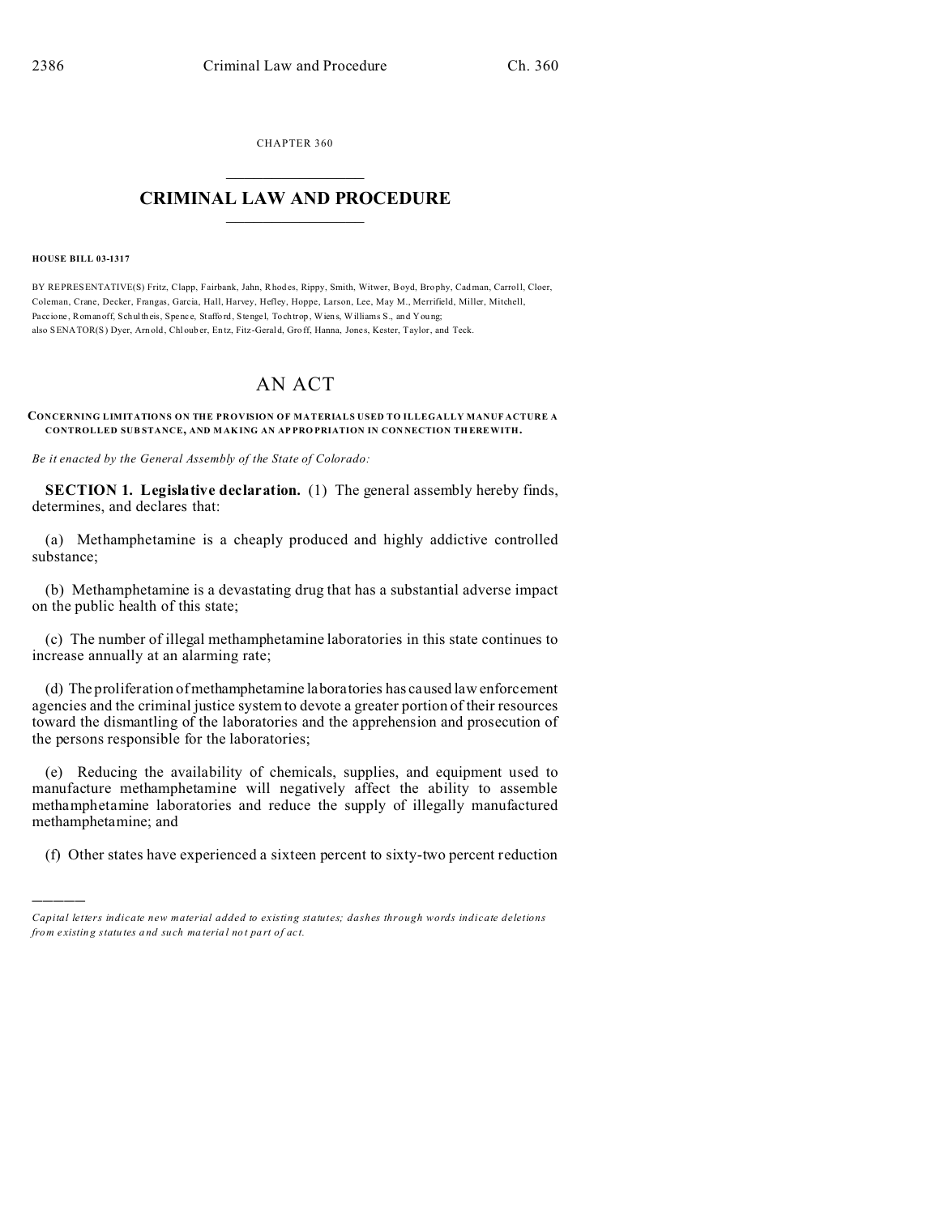CHAPTER 360

# CRIMINAL LAW AND PROCEDURE

**HOUSE BILL 03-1317**

BY REPRESENTATIVE(S) Fritz, Clapp, Fairbank, Jahn, Rhodes, Rippy, Smith, Witwer, Boyd, Brophy, Cadman, Carroll, Cloer, Coleman, Crane, Decker, Frangas, Garcia, Hall, Harvey, Hefley, Hoppe, Larson, Lee, May M., Merrifield, Miller, Mitchell, Paccione, Romanoff, Schultheis, Spence, Stafford, Stengel, Tochtrop, Wiens, Williams S., and Young;
also SENATOR(S) Dyer, Arnold, Chlouber, Entz, Fitz-Gerald, Groff, Hanna, Jones, Kester, Taylor, and Teck.

# AN ACT

**CONCERNING LIMITATIONS ON THE PROVISION OF MATERIALS USED TO ILLEGALLY MANUFACTURE A CONTROLLED SUBSTANCE, AND MAKING AN APPROPRIATION IN CONNECTION THEREWITH.**

*Be it enacted by the General Assembly of the State of Colorado:*

**SECTION 1. Legislative declaration.** (1) The general assembly hereby finds, determines, and declares that:

(a) Methamphetamine is a cheaply produced and highly addictive controlled substance;

(b) Methamphetamine is a devastating drug that has a substantial adverse impact on the public health of this state;

(c) The number of illegal methamphetamine laboratories in this state continues to increase annually at an alarming rate;

(d) The proliferation of methamphetamine laboratories has caused law enforcement agencies and the criminal justice system to devote a greater portion of their resources toward the dismantling of the laboratories and the apprehension and prosecution of the persons responsible for the laboratories;

(e) Reducing the availability of chemicals, supplies, and equipment used to manufacture methamphetamine will negatively affect the ability to assemble methamphetamine laboratories and reduce the supply of illegally manufactured methamphetamine; and

(f) Other states have experienced a sixteen percent to sixty-two percent reduction

---

*Capital letters indicate new material added to existing statutes; dashes through words indicate deletions from existing statutes and such material not part of act.*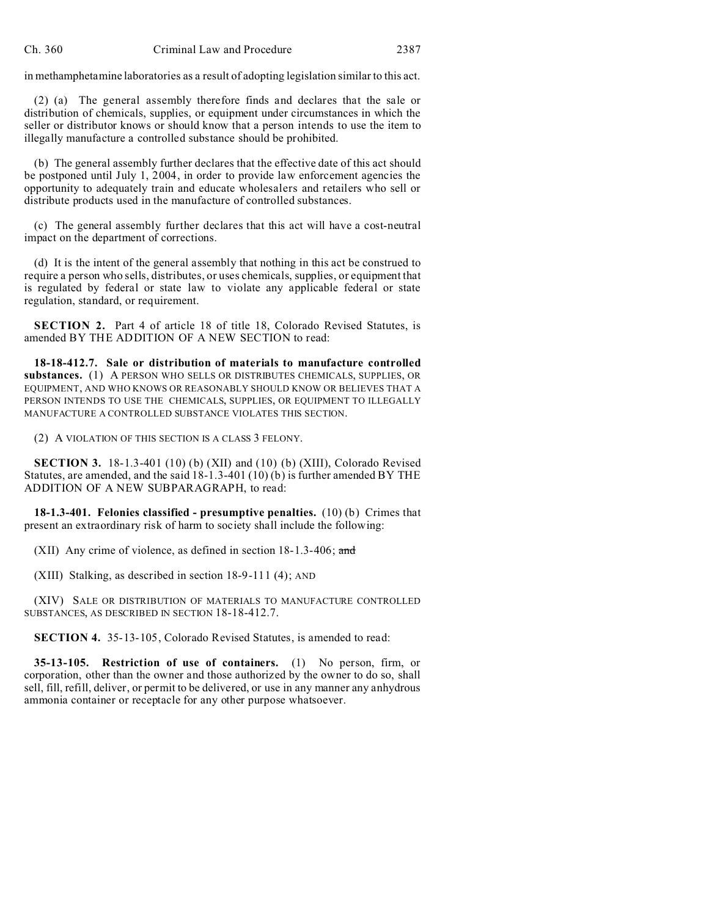in methamphetamine laboratories as a result of adopting legislation similar to this act.

(2) (a) The general assembly therefore finds and declares that the sale or distribution of chemicals, supplies, or equipment under circumstances in which the seller or distributor knows or should know that a person intends to use the item to illegally manufacture a controlled substance should be prohibited.

(b) The general assembly further declares that the effective date of this act should be postponed until July 1, 2004, in order to provide law enforcement agencies the opportunity to adequately train and educate wholesalers and retailers who sell or distribute products used in the manufacture of controlled substances.

(c) The general assembly further declares that this act will have a cost-neutral impact on the department of corrections.

(d) It is the intent of the general assembly that nothing in this act be construed to require a person who sells, distributes, or uses chemicals, supplies, or equipment that is regulated by federal or state law to violate any applicable federal or state regulation, standard, or requirement.

**SECTION 2.** Part 4 of article 18 of title 18, Colorado Revised Statutes, is amended BY THE ADDITION OF A NEW SECTION to read:

**18-18-412.7. Sale or distribution of materials to manufacture controlled substances.** (1) A PERSON WHO SELLS OR DISTRIBUTES CHEMICALS, SUPPLIES, OR EQUIPMENT, AND WHO KNOWS OR REASONABLY SHOULD KNOW OR BELIEVES THAT A PERSON INTENDS TO USE THE CHEMICALS, SUPPLIES, OR EQUIPMENT TO ILLEGALLY MANUFACTURE A CONTROLLED SUBSTANCE VIOLATES THIS SECTION.

(2) A VIOLATION OF THIS SECTION IS A CLASS 3 FELONY.

**SECTION 3.** 18-1.3-401 (10) (b) (XII) and (10) (b) (XIII), Colorado Revised Statutes, are amended, and the said 18-1.3-401 (10) (b) is further amended BY THE ADDITION OF A NEW SUBPARAGRAPH, to read:

**18-1.3-401. Felonies classified - presumptive penalties.** (10) (b) Crimes that present an extraordinary risk of harm to society shall include the following:

(XII) Any crime of violence, as defined in section 18-1.3-406; ~~and~~

(XIII) Stalking, as described in section 18-9-111 (4); AND

(XIV) SALE OR DISTRIBUTION OF MATERIALS TO MANUFACTURE CONTROLLED SUBSTANCES, AS DESCRIBED IN SECTION 18-18-412.7.

**SECTION 4.** 35-13-105, Colorado Revised Statutes, is amended to read:

**35-13-105. Restriction of use of containers.** (1) No person, firm, or corporation, other than the owner and those authorized by the owner to do so, shall sell, fill, refill, deliver, or permit to be delivered, or use in any manner any anhydrous ammonia container or receptacle for any other purpose whatsoever.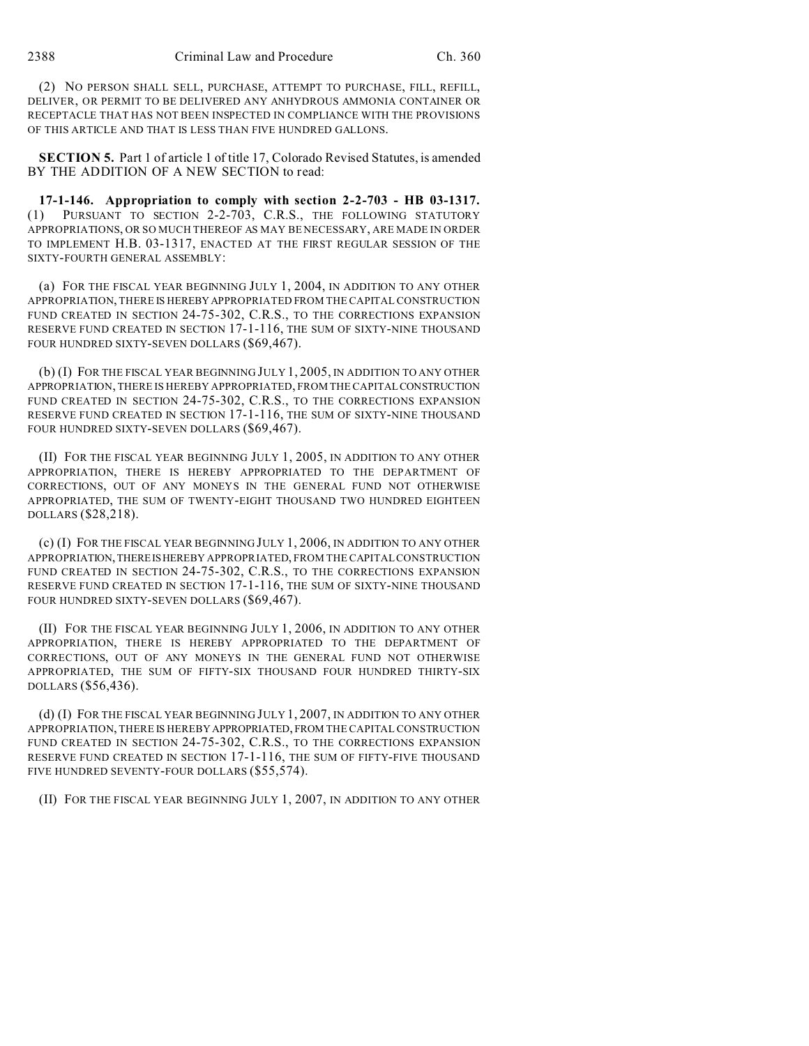(2) NO PERSON SHALL SELL, PURCHASE, ATTEMPT TO PURCHASE, FILL, REFILL, DELIVER, OR PERMIT TO BE DELIVERED ANY ANHYDROUS AMMONIA CONTAINER OR RECEPTACLE THAT HAS NOT BEEN INSPECTED IN COMPLIANCE WITH THE PROVISIONS OF THIS ARTICLE AND THAT IS LESS THAN FIVE HUNDRED GALLONS.

**SECTION 5.** Part 1 of article 1 of title 17, Colorado Revised Statutes, is amended BY THE ADDITION OF A NEW SECTION to read:

**17-1-146. Appropriation to comply with section 2-2-703 - HB 03-1317.** (1) PURSUANT TO SECTION 2-2-703, C.R.S., THE FOLLOWING STATUTORY APPROPRIATIONS, OR SO MUCH THEREOF AS MAY BE NECESSARY, ARE MADE IN ORDER TO IMPLEMENT H.B. 03-1317, ENACTED AT THE FIRST REGULAR SESSION OF THE SIXTY-FOURTH GENERAL ASSEMBLY:

(a) FOR THE FISCAL YEAR BEGINNING JULY 1, 2004, IN ADDITION TO ANY OTHER APPROPRIATION, THERE IS HEREBY APPROPRIATED FROM THE CAPITAL CONSTRUCTION FUND CREATED IN SECTION 24-75-302, C.R.S., TO THE CORRECTIONS EXPANSION RESERVE FUND CREATED IN SECTION 17-1-116, THE SUM OF SIXTY-NINE THOUSAND FOUR HUNDRED SIXTY-SEVEN DOLLARS ($69,467).

(b) (I) FOR THE FISCAL YEAR BEGINNING JULY 1, 2005, IN ADDITION TO ANY OTHER APPROPRIATION, THERE IS HEREBY APPROPRIATED, FROM THE CAPITAL CONSTRUCTION FUND CREATED IN SECTION 24-75-302, C.R.S., TO THE CORRECTIONS EXPANSION RESERVE FUND CREATED IN SECTION 17-1-116, THE SUM OF SIXTY-NINE THOUSAND FOUR HUNDRED SIXTY-SEVEN DOLLARS ($69,467).

(II) FOR THE FISCAL YEAR BEGINNING JULY 1, 2005, IN ADDITION TO ANY OTHER APPROPRIATION, THERE IS HEREBY APPROPRIATED TO THE DEPARTMENT OF CORRECTIONS, OUT OF ANY MONEYS IN THE GENERAL FUND NOT OTHERWISE APPROPRIATED, THE SUM OF TWENTY-EIGHT THOUSAND TWO HUNDRED EIGHTEEN DOLLARS ($28,218).

(c) (I) FOR THE FISCAL YEAR BEGINNING JULY 1, 2006, IN ADDITION TO ANY OTHER APPROPRIATION, THERE IS HEREBY APPROPRIATED, FROM THE CAPITAL CONSTRUCTION FUND CREATED IN SECTION 24-75-302, C.R.S., TO THE CORRECTIONS EXPANSION RESERVE FUND CREATED IN SECTION 17-1-116, THE SUM OF SIXTY-NINE THOUSAND FOUR HUNDRED SIXTY-SEVEN DOLLARS ($69,467).

(II) FOR THE FISCAL YEAR BEGINNING JULY 1, 2006, IN ADDITION TO ANY OTHER APPROPRIATION, THERE IS HEREBY APPROPRIATED TO THE DEPARTMENT OF CORRECTIONS, OUT OF ANY MONEYS IN THE GENERAL FUND NOT OTHERWISE APPROPRIATED, THE SUM OF FIFTY-SIX THOUSAND FOUR HUNDRED THIRTY-SIX DOLLARS ($56,436).

(d) (I) FOR THE FISCAL YEAR BEGINNING JULY 1, 2007, IN ADDITION TO ANY OTHER APPROPRIATION, THERE IS HEREBY APPROPRIATED, FROM THE CAPITAL CONSTRUCTION FUND CREATED IN SECTION 24-75-302, C.R.S., TO THE CORRECTIONS EXPANSION RESERVE FUND CREATED IN SECTION 17-1-116, THE SUM OF FIFTY-FIVE THOUSAND FIVE HUNDRED SEVENTY-FOUR DOLLARS ($55,574).

(II) FOR THE FISCAL YEAR BEGINNING JULY 1, 2007, IN ADDITION TO ANY OTHER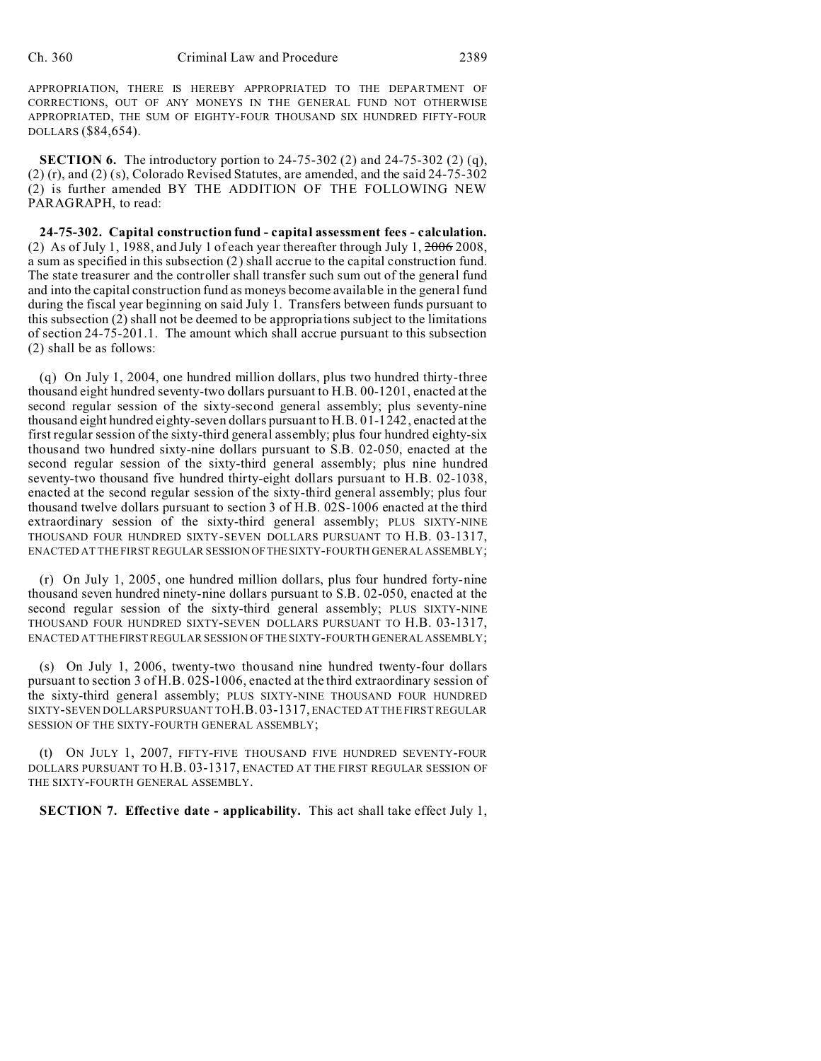APPROPRIATION, THERE IS HEREBY APPROPRIATED TO THE DEPARTMENT OF CORRECTIONS, OUT OF ANY MONEYS IN THE GENERAL FUND NOT OTHERWISE APPROPRIATED, THE SUM OF EIGHTY-FOUR THOUSAND SIX HUNDRED FIFTY-FOUR DOLLARS ($84,654).

**SECTION 6.** The introductory portion to 24-75-302 (2) and 24-75-302 (2) (q), (2) (r), and (2) (s), Colorado Revised Statutes, are amended, and the said 24-75-302 (2) is further amended BY THE ADDITION OF THE FOLLOWING NEW PARAGRAPH, to read:

**24-75-302. Capital construction fund - capital assessment fees - calculation.** (2) As of July 1, 1988, and July 1 of each year thereafter through July 1, ~~2006~~ 2008, a sum as specified in this subsection (2) shall accrue to the capital construction fund. The state treasurer and the controller shall transfer such sum out of the general fund and into the capital construction fund as moneys become available in the general fund during the fiscal year beginning on said July 1. Transfers between funds pursuant to this subsection (2) shall not be deemed to be appropriations subject to the limitations of section 24-75-201.1. The amount which shall accrue pursuant to this subsection (2) shall be as follows:

(q) On July 1, 2004, one hundred million dollars, plus two hundred thirty-three thousand eight hundred seventy-two dollars pursuant to H.B. 00-1201, enacted at the second regular session of the sixty-second general assembly; plus seventy-nine thousand eight hundred eighty-seven dollars pursuant to H.B. 01-1242, enacted at the first regular session of the sixty-third general assembly; plus four hundred eighty-six thousand two hundred sixty-nine dollars pursuant to S.B. 02-050, enacted at the second regular session of the sixty-third general assembly; plus nine hundred seventy-two thousand five hundred thirty-eight dollars pursuant to H.B. 02-1038, enacted at the second regular session of the sixty-third general assembly; plus four thousand twelve dollars pursuant to section 3 of H.B. 02S-1006 enacted at the third extraordinary session of the sixty-third general assembly; PLUS SIXTY-NINE THOUSAND FOUR HUNDRED SIXTY-SEVEN DOLLARS PURSUANT TO H.B. 03-1317, ENACTED AT THE FIRST REGULAR SESSION OF THE SIXTY-FOURTH GENERAL ASSEMBLY;

(r) On July 1, 2005, one hundred million dollars, plus four hundred forty-nine thousand seven hundred ninety-nine dollars pursuant to S.B. 02-050, enacted at the second regular session of the sixty-third general assembly; PLUS SIXTY-NINE THOUSAND FOUR HUNDRED SIXTY-SEVEN DOLLARS PURSUANT TO H.B. 03-1317, ENACTED AT THE FIRST REGULAR SESSION OF THE SIXTY-FOURTH GENERAL ASSEMBLY;

(s) On July 1, 2006, twenty-two thousand nine hundred twenty-four dollars pursuant to section 3 of H.B. 02S-1006, enacted at the third extraordinary session of the sixty-third general assembly; PLUS SIXTY-NINE THOUSAND FOUR HUNDRED SIXTY-SEVEN DOLLARS PURSUANT TO H.B. 03-1317, ENACTED AT THE FIRST REGULAR SESSION OF THE SIXTY-FOURTH GENERAL ASSEMBLY;

(t) ON JULY 1, 2007, FIFTY-FIVE THOUSAND FIVE HUNDRED SEVENTY-FOUR DOLLARS PURSUANT TO H.B. 03-1317, ENACTED AT THE FIRST REGULAR SESSION OF THE SIXTY-FOURTH GENERAL ASSEMBLY.

**SECTION 7. Effective date - applicability.** This act shall take effect July 1,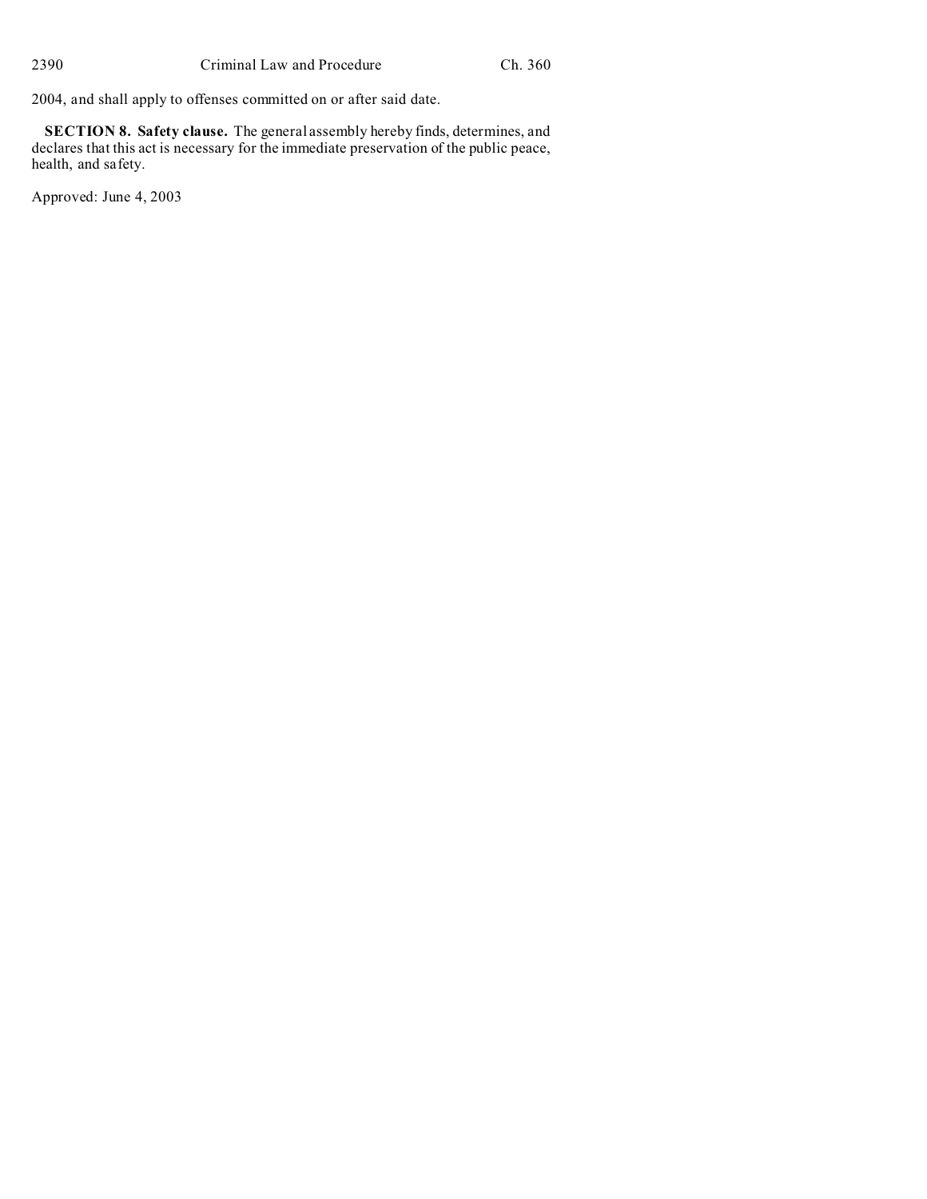2004, and shall apply to offenses committed on or after said date.

**SECTION 8. Safety clause.** The general assembly hereby finds, determines, and declares that this act is necessary for the immediate preservation of the public peace, health, and safety.

Approved: June 4, 2003